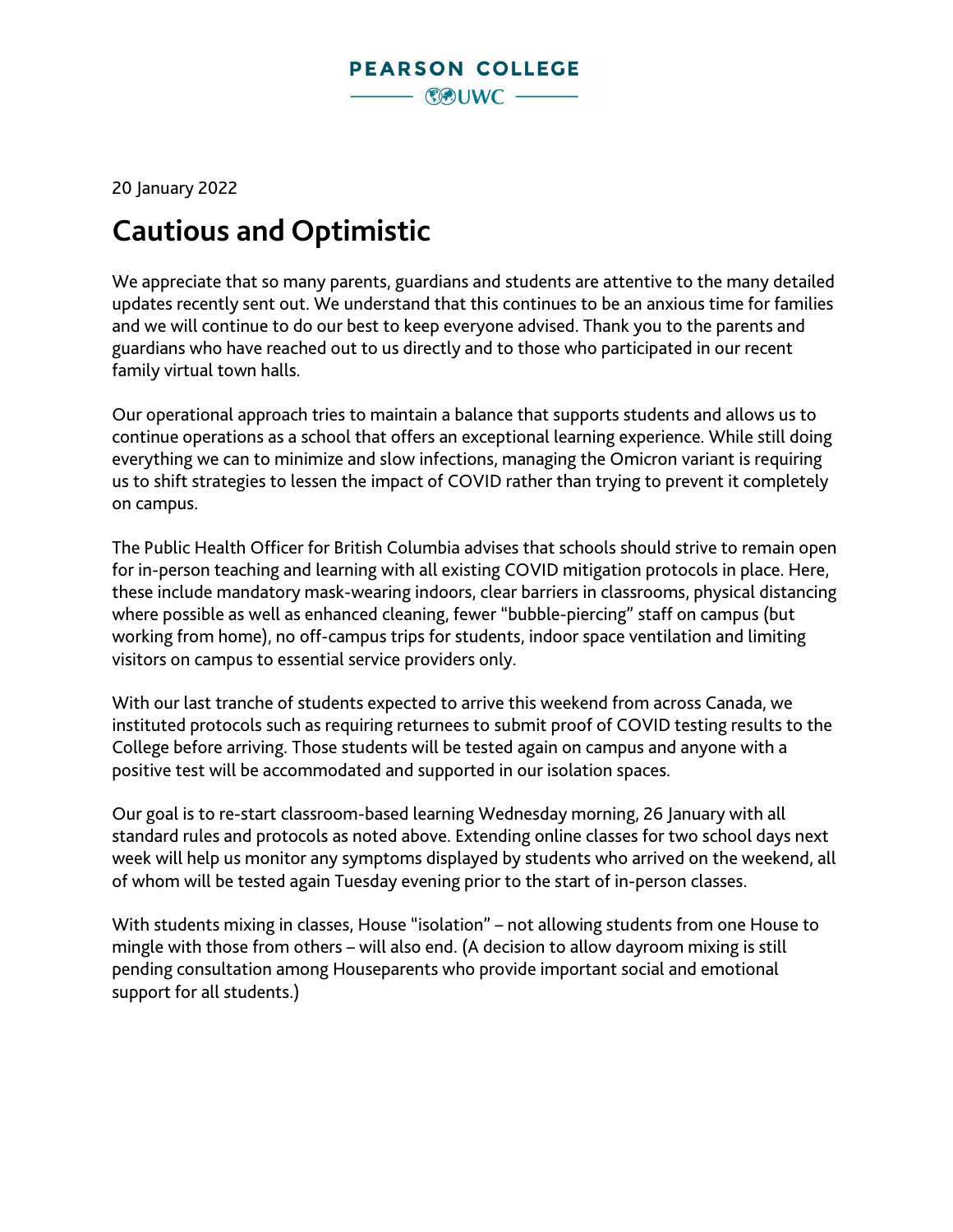PEARSON COLLEGE
UWC

20 January 2022

# Cautious and Optimistic

We appreciate that so many parents, guardians and students are attentive to the many detailed updates recently sent out. We understand that this continues to be an anxious time for families and we will continue to do our best to keep everyone advised. Thank you to the parents and guardians who have reached out to us directly and to those who participated in our recent family virtual town halls.

Our operational approach tries to maintain a balance that supports students and allows us to continue operations as a school that offers an exceptional learning experience. While still doing everything we can to minimize and slow infections, managing the Omicron variant is requiring us to shift strategies to lessen the impact of COVID rather than trying to prevent it completely on campus.

The Public Health Officer for British Columbia advises that schools should strive to remain open for in-person teaching and learning with all existing COVID mitigation protocols in place. Here, these include mandatory mask-wearing indoors, clear barriers in classrooms, physical distancing where possible as well as enhanced cleaning, fewer "bubble-piercing" staff on campus (but working from home), no off-campus trips for students, indoor space ventilation and limiting visitors on campus to essential service providers only.

With our last tranche of students expected to arrive this weekend from across Canada, we instituted protocols such as requiring returnees to submit proof of COVID testing results to the College before arriving. Those students will be tested again on campus and anyone with a positive test will be accommodated and supported in our isolation spaces.

Our goal is to re-start classroom-based learning Wednesday morning, 26 January with all standard rules and protocols as noted above. Extending online classes for two school days next week will help us monitor any symptoms displayed by students who arrived on the weekend, all of whom will be tested again Tuesday evening prior to the start of in-person classes.

With students mixing in classes, House "isolation" – not allowing students from one House to mingle with those from others – will also end. (A decision to allow dayroom mixing is still pending consultation among Houseparents who provide important social and emotional support for all students.)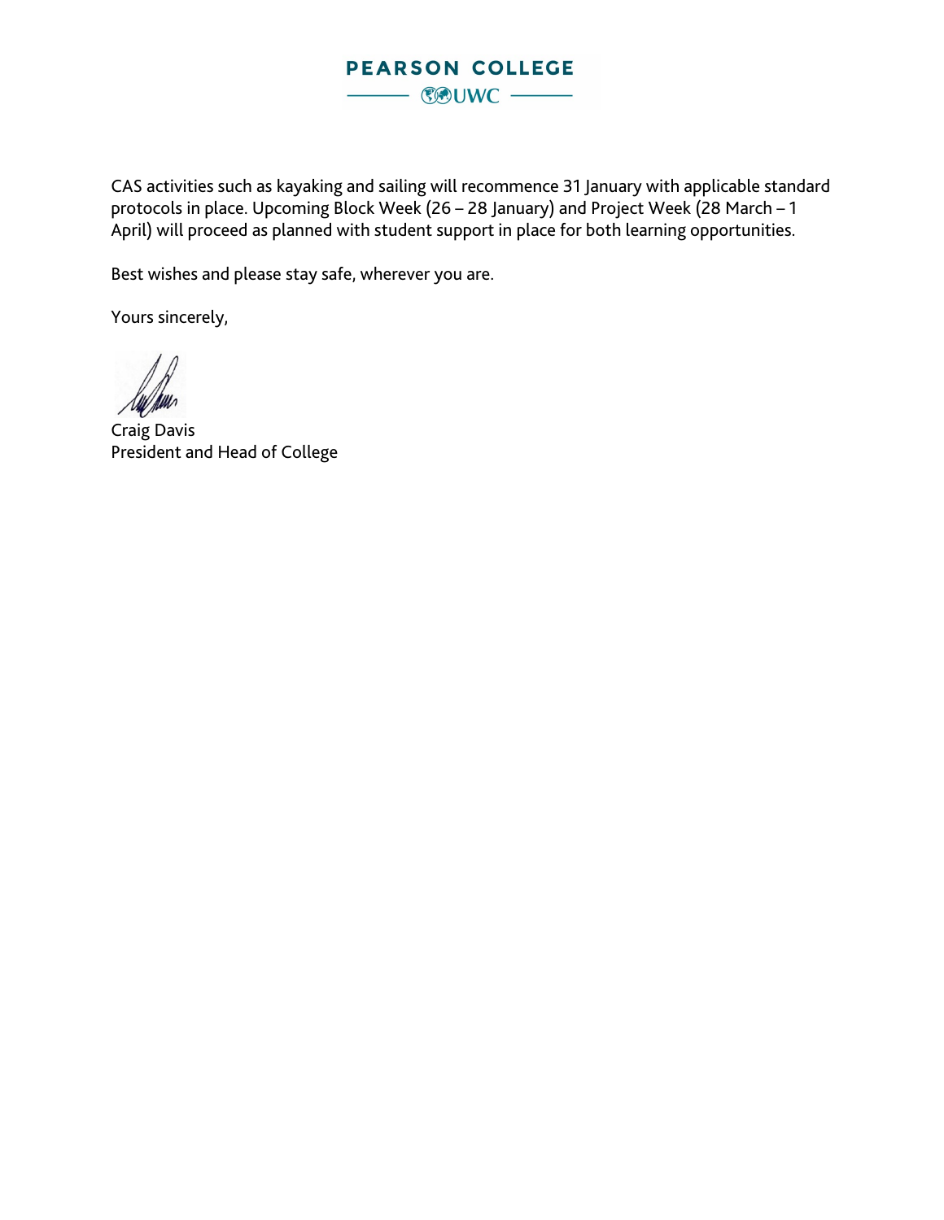PEARSON COLLEGE
UWC

CAS activities such as kayaking and sailing will recommence 31 January with applicable standard protocols in place. Upcoming Block Week (26 – 28 January) and Project Week (28 March – 1 April) will proceed as planned with student support in place for both learning opportunities.

Best wishes and please stay safe, wherever you are.

Yours sincerely,

Craig Davis
President and Head of College